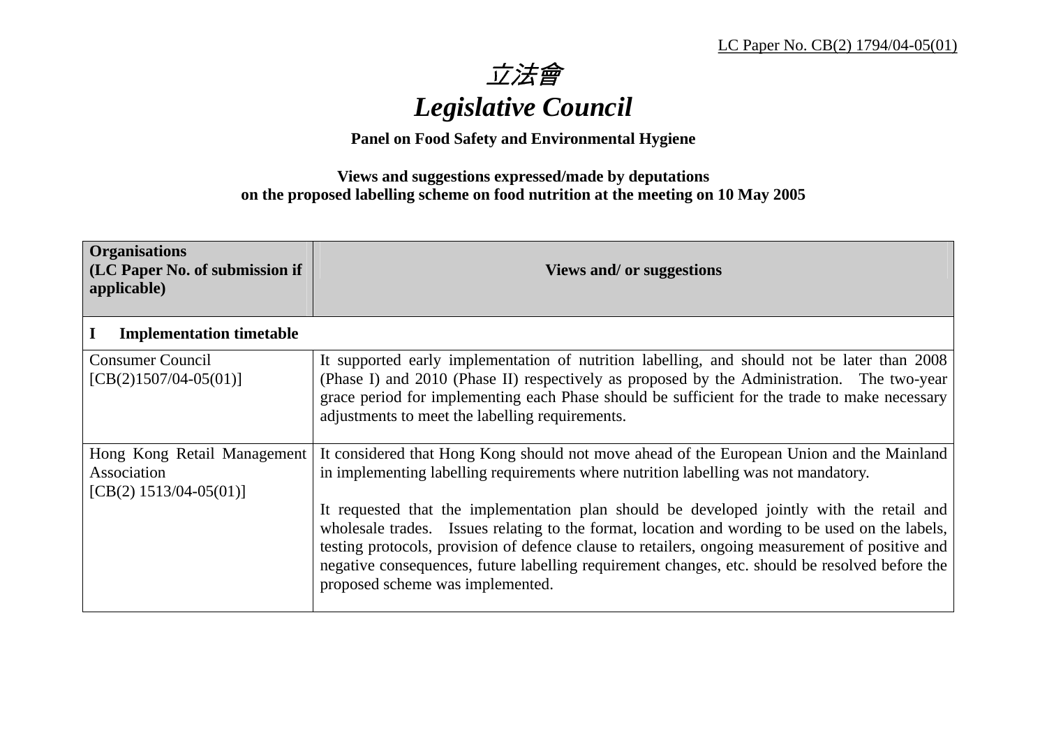LC Paper No. CB(2) 1794/04-05(01)

# 立法會
# *Legislative Council*

**Panel on Food Safety and Environmental Hygiene**

**Views and suggestions expressed/made by deputations on the proposed labelling scheme on food nutrition at the meeting on 10 May 2005**

| Organisations (LC Paper No. of submission if applicable) | Views and/ or suggestions |
|---|---|
| **I Implementation timetable** | |
| Consumer Council [CB(2)1507/04-05(01)] | It supported early implementation of nutrition labelling, and should not be later than 2008 (Phase I) and 2010 (Phase II) respectively as proposed by the Administration. The two-year grace period for implementing each Phase should be sufficient for the trade to make necessary adjustments to meet the labelling requirements. |
| Hong Kong Retail Management Association [CB(2) 1513/04-05(01)] | It considered that Hong Kong should not move ahead of the European Union and the Mainland in implementing labelling requirements where nutrition labelling was not mandatory.<br><br>It requested that the implementation plan should be developed jointly with the retail and wholesale trades. Issues relating to the format, location and wording to be used on the labels, testing protocols, provision of defence clause to retailers, ongoing measurement of positive and negative consequences, future labelling requirement changes, etc. should be resolved before the proposed scheme was implemented. |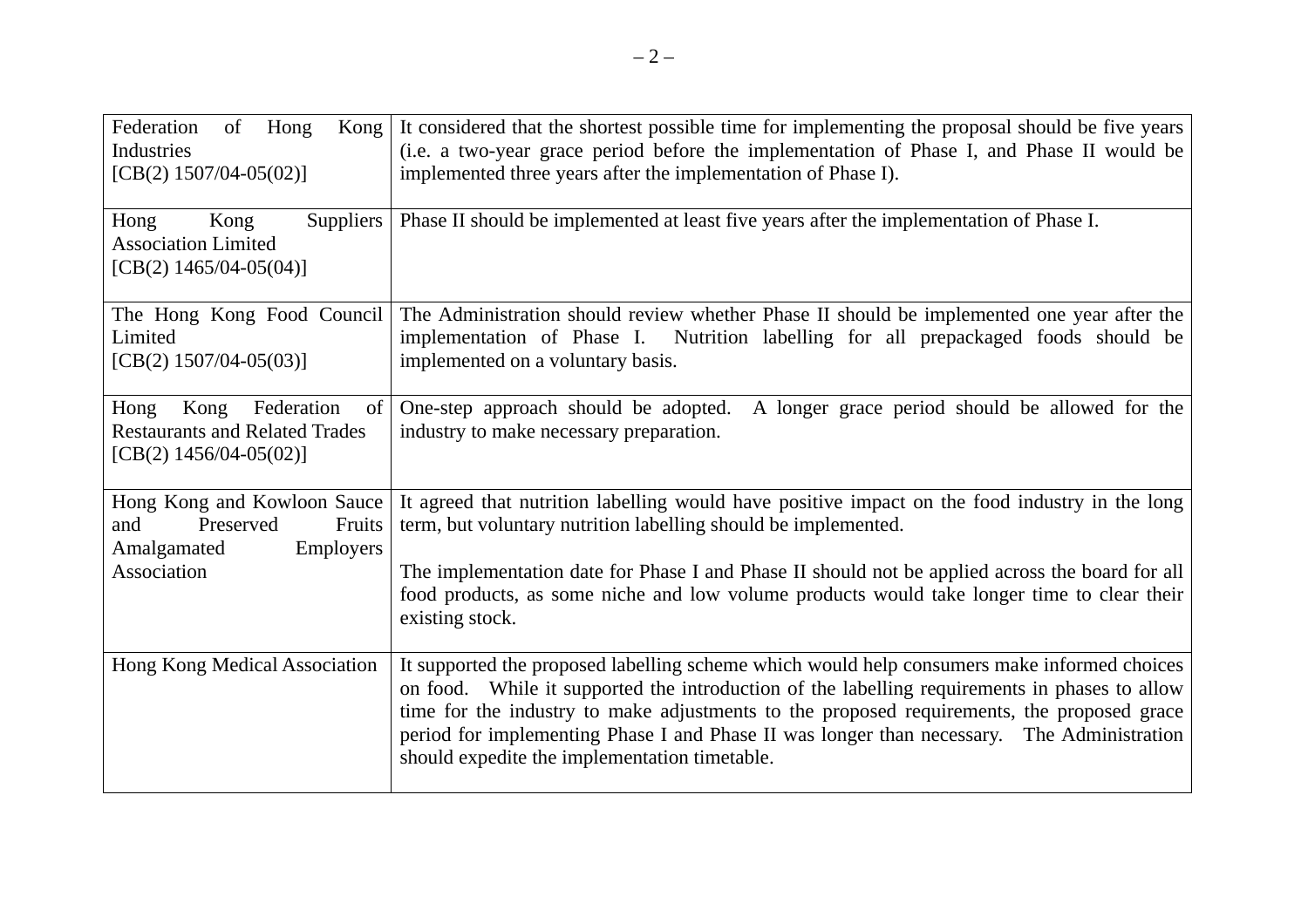| | |
|---|---|
| Federation of Hong Kong Industries<br>[CB(2) 1507/04-05(02)] | It considered that the shortest possible time for implementing the proposal should be five years (i.e. a two-year grace period before the implementation of Phase I, and Phase II would be implemented three years after the implementation of Phase I). |
| Hong Kong Suppliers Association Limited<br>[CB(2) 1465/04-05(04)] | Phase II should be implemented at least five years after the implementation of Phase I. |
| The Hong Kong Food Council Limited<br>[CB(2) 1507/04-05(03)] | The Administration should review whether Phase II should be implemented one year after the implementation of Phase I. Nutrition labelling for all prepackaged foods should be implemented on a voluntary basis. |
| Hong Kong Federation of Restaurants and Related Trades<br>[CB(2) 1456/04-05(02)] | One-step approach should be adopted. A longer grace period should be allowed for the industry to make necessary preparation. |
| Hong Kong and Kowloon Sauce and Preserved Fruits Amalgamated Employers Association | It agreed that nutrition labelling would have positive impact on the food industry in the long term, but voluntary nutrition labelling should be implemented.<br><br>The implementation date for Phase I and Phase II should not be applied across the board for all food products, as some niche and low volume products would take longer time to clear their existing stock. |
| Hong Kong Medical Association | It supported the proposed labelling scheme which would help consumers make informed choices on food. While it supported the introduction of the labelling requirements in phases to allow time for the industry to make adjustments to the proposed requirements, the proposed grace period for implementing Phase I and Phase II was longer than necessary. The Administration should expedite the implementation timetable. |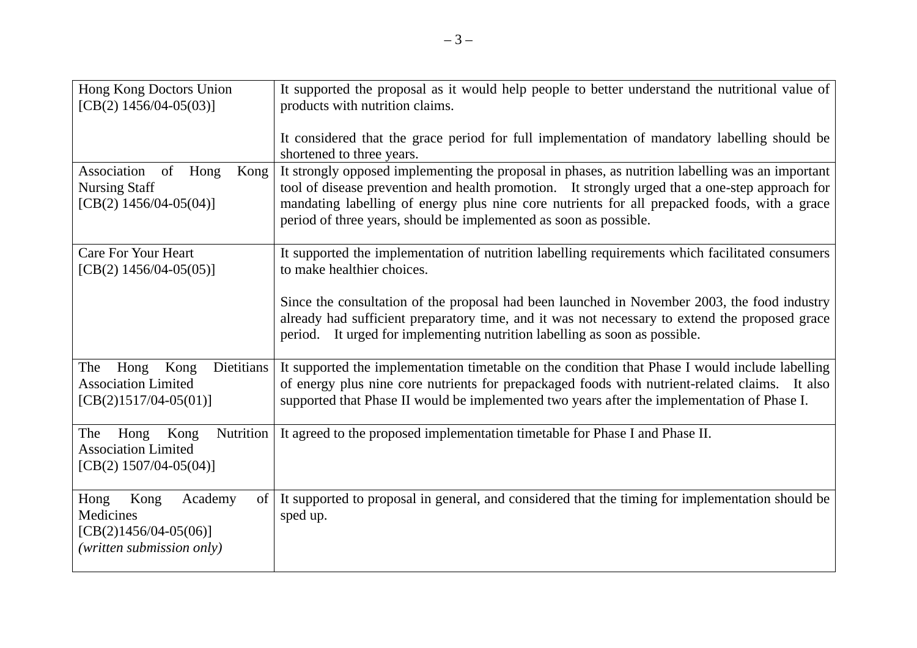| | |
|---|---|
| Hong Kong Doctors Union [CB(2) 1456/04-05(03)] | It supported the proposal as it would help people to better understand the nutritional value of products with nutrition claims.<br><br>It considered that the grace period for full implementation of mandatory labelling should be shortened to three years. |
| Association of Hong Kong Nursing Staff [CB(2) 1456/04-05(04)] | It strongly opposed implementing the proposal in phases, as nutrition labelling was an important tool of disease prevention and health promotion. It strongly urged that a one-step approach for mandating labelling of energy plus nine core nutrients for all prepacked foods, with a grace period of three years, should be implemented as soon as possible. |
| Care For Your Heart [CB(2) 1456/04-05(05)] | It supported the implementation of nutrition labelling requirements which facilitated consumers to make healthier choices.<br><br>Since the consultation of the proposal had been launched in November 2003, the food industry already had sufficient preparatory time, and it was not necessary to extend the proposed grace period. It urged for implementing nutrition labelling as soon as possible. |
| The Hong Kong Dietitians Association Limited [CB(2)1517/04-05(01)] | It supported the implementation timetable on the condition that Phase I would include labelling of energy plus nine core nutrients for prepackaged foods with nutrient-related claims. It also supported that Phase II would be implemented two years after the implementation of Phase I. |
| The Hong Kong Nutrition Association Limited [CB(2) 1507/04-05(04)] | It agreed to the proposed implementation timetable for Phase I and Phase II. |
| Hong Kong Academy of Medicines [CB(2)1456/04-05(06)] *(written submission only)* | It supported to proposal in general, and considered that the timing for implementation should be sped up. |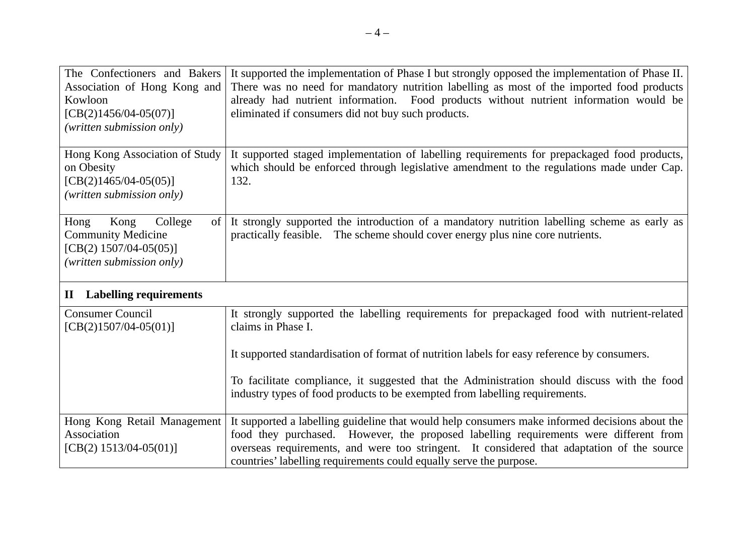| | |
|---|---|
| The Confectioners and Bakers Association of Hong Kong and Kowloon<br>[CB(2)1456/04-05(07)]<br>*(written submission only)* | It supported the implementation of Phase I but strongly opposed the implementation of Phase II. There was no need for mandatory nutrition labelling as most of the imported food products already had nutrient information. Food products without nutrient information would be eliminated if consumers did not buy such products. |
| Hong Kong Association of Study on Obesity<br>[CB(2)1465/04-05(05)]<br>*(written submission only)* | It supported staged implementation of labelling requirements for prepackaged food products, which should be enforced through legislative amendment to the regulations made under Cap. 132. |
| Hong Kong College of Community Medicine<br>[CB(2) 1507/04-05(05)]<br>*(written submission only)* | It strongly supported the introduction of a mandatory nutrition labelling scheme as early as practically feasible. The scheme should cover energy plus nine core nutrients. |
| **II Labelling requirements** | |
| Consumer Council<br>[CB(2)1507/04-05(01)] | It strongly supported the labelling requirements for prepackaged food with nutrient-related claims in Phase I.<br><br>It supported standardisation of format of nutrition labels for easy reference by consumers.<br><br>To facilitate compliance, it suggested that the Administration should discuss with the food industry types of food products to be exempted from labelling requirements. |
| Hong Kong Retail Management Association<br>[CB(2) 1513/04-05(01)] | It supported a labelling guideline that would help consumers make informed decisions about the food they purchased. However, the proposed labelling requirements were different from overseas requirements, and were too stringent. It considered that adaptation of the source countries' labelling requirements could equally serve the purpose. |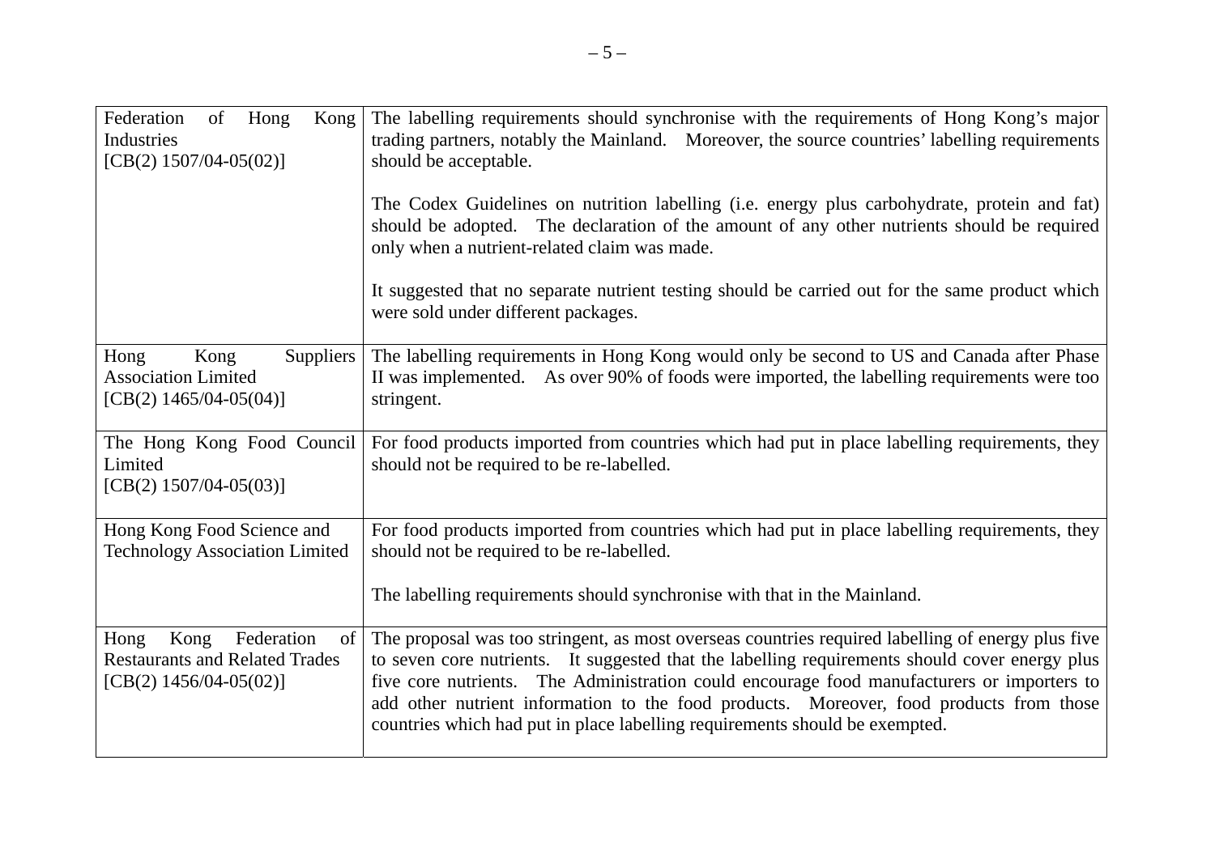| | |
|---|---|
| Federation of Hong Kong Industries [CB(2) 1507/04-05(02)] | The labelling requirements should synchronise with the requirements of Hong Kong's major trading partners, notably the Mainland. Moreover, the source countries' labelling requirements should be acceptable.<br><br>The Codex Guidelines on nutrition labelling (i.e. energy plus carbohydrate, protein and fat) should be adopted. The declaration of the amount of any other nutrients should be required only when a nutrient-related claim was made.<br><br>It suggested that no separate nutrient testing should be carried out for the same product which were sold under different packages. |
| Hong Kong Suppliers Association Limited [CB(2) 1465/04-05(04)] | The labelling requirements in Hong Kong would only be second to US and Canada after Phase II was implemented. As over 90% of foods were imported, the labelling requirements were too stringent. |
| The Hong Kong Food Council Limited [CB(2) 1507/04-05(03)] | For food products imported from countries which had put in place labelling requirements, they should not be required to be re-labelled. |
| Hong Kong Food Science and Technology Association Limited | For food products imported from countries which had put in place labelling requirements, they should not be required to be re-labelled.<br><br>The labelling requirements should synchronise with that in the Mainland. |
| Hong Kong Federation of Restaurants and Related Trades [CB(2) 1456/04-05(02)] | The proposal was too stringent, as most overseas countries required labelling of energy plus five to seven core nutrients. It suggested that the labelling requirements should cover energy plus five core nutrients. The Administration could encourage food manufacturers or importers to add other nutrient information to the food products. Moreover, food products from those countries which had put in place labelling requirements should be exempted. |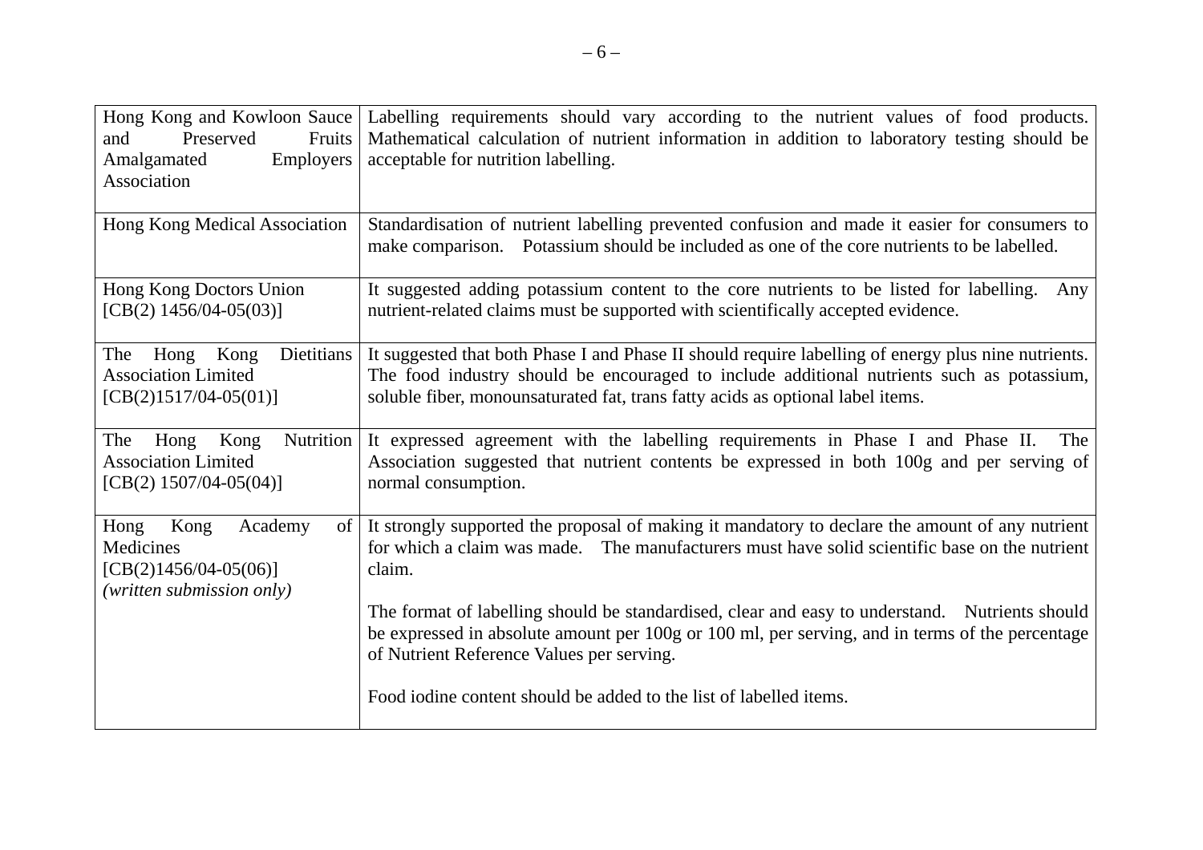| | |
|---|---|
| Hong Kong and Kowloon Sauce and Preserved Fruits Amalgamated Employers Association | Labelling requirements should vary according to the nutrient values of food products. Mathematical calculation of nutrient information in addition to laboratory testing should be acceptable for nutrition labelling. |
| Hong Kong Medical Association | Standardisation of nutrient labelling prevented confusion and made it easier for consumers to make comparison. Potassium should be included as one of the core nutrients to be labelled. |
| Hong Kong Doctors Union [CB(2) 1456/04-05(03)] | It suggested adding potassium content to the core nutrients to be listed for labelling. Any nutrient-related claims must be supported with scientifically accepted evidence. |
| The Hong Kong Dietitians Association Limited [CB(2)1517/04-05(01)] | It suggested that both Phase I and Phase II should require labelling of energy plus nine nutrients. The food industry should be encouraged to include additional nutrients such as potassium, soluble fiber, monounsaturated fat, trans fatty acids as optional label items. |
| The Hong Kong Nutrition Association Limited [CB(2) 1507/04-05(04)] | It expressed agreement with the labelling requirements in Phase I and Phase II. The Association suggested that nutrient contents be expressed in both 100g and per serving of normal consumption. |
| Hong Kong Academy of Medicines [CB(2)1456/04-05(06)] *(written submission only)* | It strongly supported the proposal of making it mandatory to declare the amount of any nutrient for which a claim was made. The manufacturers must have solid scientific base on the nutrient claim.<br><br>The format of labelling should be standardised, clear and easy to understand. Nutrients should be expressed in absolute amount per 100g or 100 ml, per serving, and in terms of the percentage of Nutrient Reference Values per serving.<br><br>Food iodine content should be added to the list of labelled items. |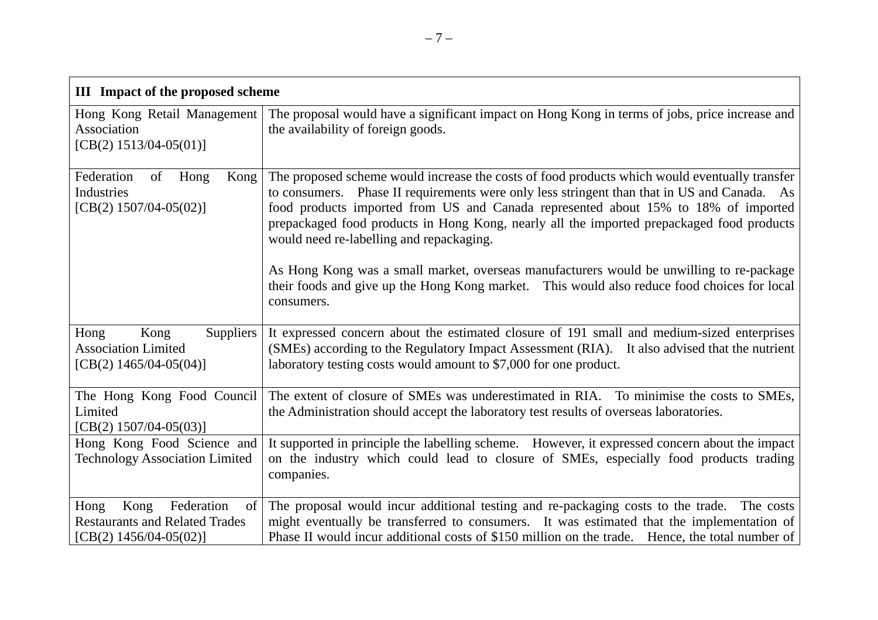| **III Impact of the proposed scheme** | |
|---|---|
| Hong Kong Retail Management Association [CB(2) 1513/04-05(01)] | The proposal would have a significant impact on Hong Kong in terms of jobs, price increase and the availability of foreign goods. |
| Federation of Hong Kong Industries [CB(2) 1507/04-05(02)] | The proposed scheme would increase the costs of food products which would eventually transfer to consumers. Phase II requirements were only less stringent than that in US and Canada. As food products imported from US and Canada represented about 15% to 18% of imported prepackaged food products in Hong Kong, nearly all the imported prepackaged food products would need re-labelling and repackaging.<br><br>As Hong Kong was a small market, overseas manufacturers would be unwilling to re-package their foods and give up the Hong Kong market. This would also reduce food choices for local consumers. |
| Hong Kong Suppliers Association Limited [CB(2) 1465/04-05(04)] | It expressed concern about the estimated closure of 191 small and medium-sized enterprises (SMEs) according to the Regulatory Impact Assessment (RIA). It also advised that the nutrient laboratory testing costs would amount to $7,000 for one product. |
| The Hong Kong Food Council Limited [CB(2) 1507/04-05(03)] | The extent of closure of SMEs was underestimated in RIA. To minimise the costs to SMEs, the Administration should accept the laboratory test results of overseas laboratories. |
| Hong Kong Food Science and Technology Association Limited | It supported in principle the labelling scheme. However, it expressed concern about the impact on the industry which could lead to closure of SMEs, especially food products trading companies. |
| Hong Kong Federation of Restaurants and Related Trades [CB(2) 1456/04-05(02)] | The proposal would incur additional testing and re-packaging costs to the trade. The costs might eventually be transferred to consumers. It was estimated that the implementation of Phase II would incur additional costs of $150 million on the trade. Hence, the total number of |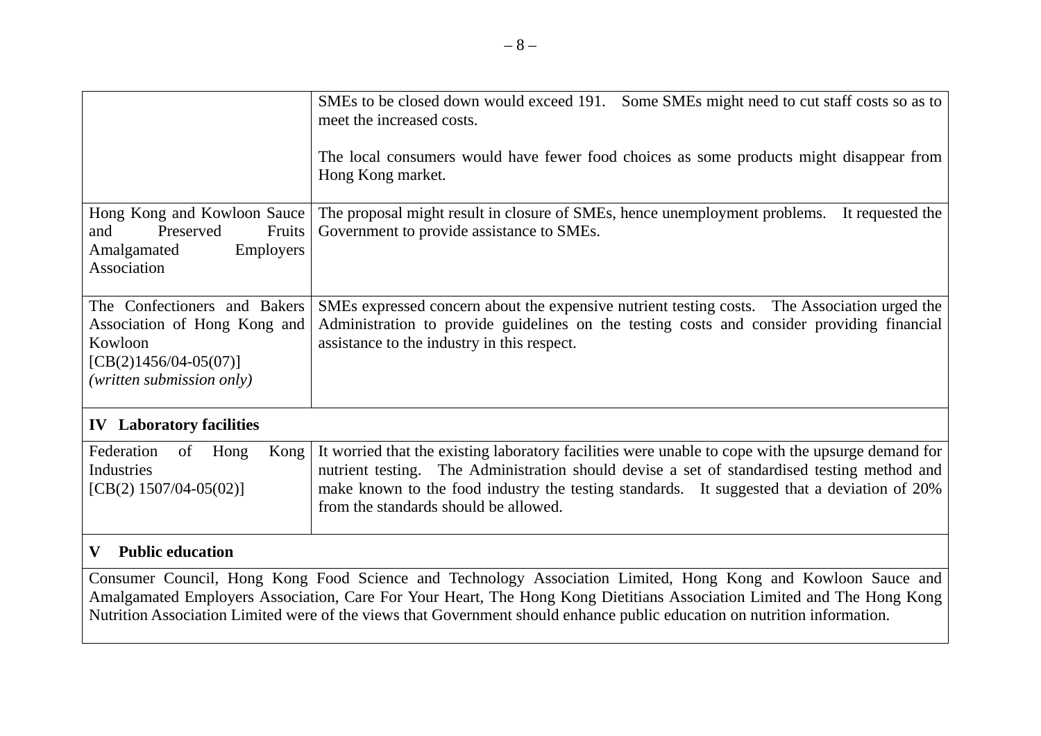| | |
|---|---|
| | SMEs to be closed down would exceed 191. Some SMEs might need to cut staff costs so as to meet the increased costs.<br><br>The local consumers would have fewer food choices as some products might disappear from Hong Kong market. |
| Hong Kong and Kowloon Sauce and Preserved Fruits Amalgamated Employers Association | The proposal might result in closure of SMEs, hence unemployment problems. It requested the Government to provide assistance to SMEs. |
| The Confectioners and Bakers Association of Hong Kong and Kowloon<br>[CB(2)1456/04-05(07)]<br>*(written submission only)* | SMEs expressed concern about the expensive nutrient testing costs. The Association urged the Administration to provide guidelines on the testing costs and consider providing financial assistance to the industry in this respect. |
| **IV Laboratory facilities** | |
| Federation of Hong Kong Industries<br>[CB(2) 1507/04-05(02)] | It worried that the existing laboratory facilities were unable to cope with the upsurge demand for nutrient testing. The Administration should devise a set of standardised testing method and make known to the food industry the testing standards. It suggested that a deviation of 20% from the standards should be allowed. |
| **V Public education** | |
| Consumer Council, Hong Kong Food Science and Technology Association Limited, Hong Kong and Kowloon Sauce and Amalgamated Employers Association, Care For Your Heart, The Hong Kong Dietitians Association Limited and The Hong Kong Nutrition Association Limited were of the views that Government should enhance public education on nutrition information. | |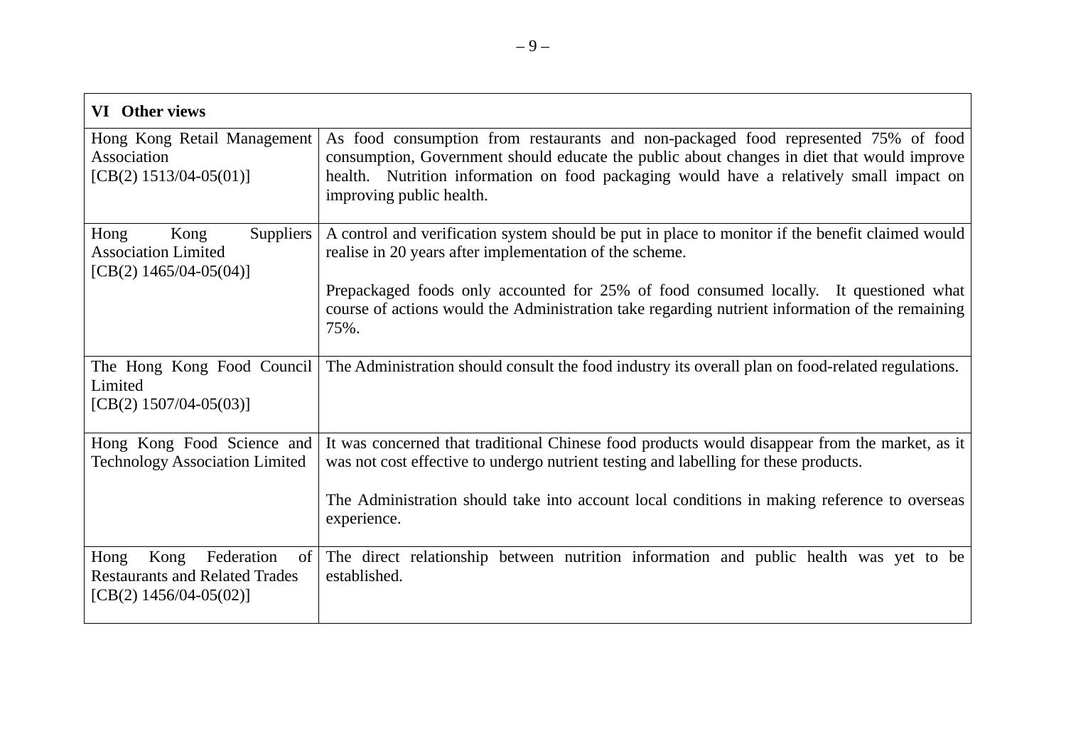| VI Other views | |
|---|---|
| Hong Kong Retail Management Association [CB(2) 1513/04-05(01)] | As food consumption from restaurants and non-packaged food represented 75% of food consumption, Government should educate the public about changes in diet that would improve health. Nutrition information on food packaging would have a relatively small impact on improving public health. |
| Hong Kong Suppliers Association Limited [CB(2) 1465/04-05(04)] | A control and verification system should be put in place to monitor if the benefit claimed would realise in 20 years after implementation of the scheme.<br><br>Prepackaged foods only accounted for 25% of food consumed locally. It questioned what course of actions would the Administration take regarding nutrient information of the remaining 75%. |
| The Hong Kong Food Council Limited [CB(2) 1507/04-05(03)] | The Administration should consult the food industry its overall plan on food-related regulations. |
| Hong Kong Food Science and Technology Association Limited | It was concerned that traditional Chinese food products would disappear from the market, as it was not cost effective to undergo nutrient testing and labelling for these products.<br><br>The Administration should take into account local conditions in making reference to overseas experience. |
| Hong Kong Federation of Restaurants and Related Trades [CB(2) 1456/04-05(02)] | The direct relationship between nutrition information and public health was yet to be established. |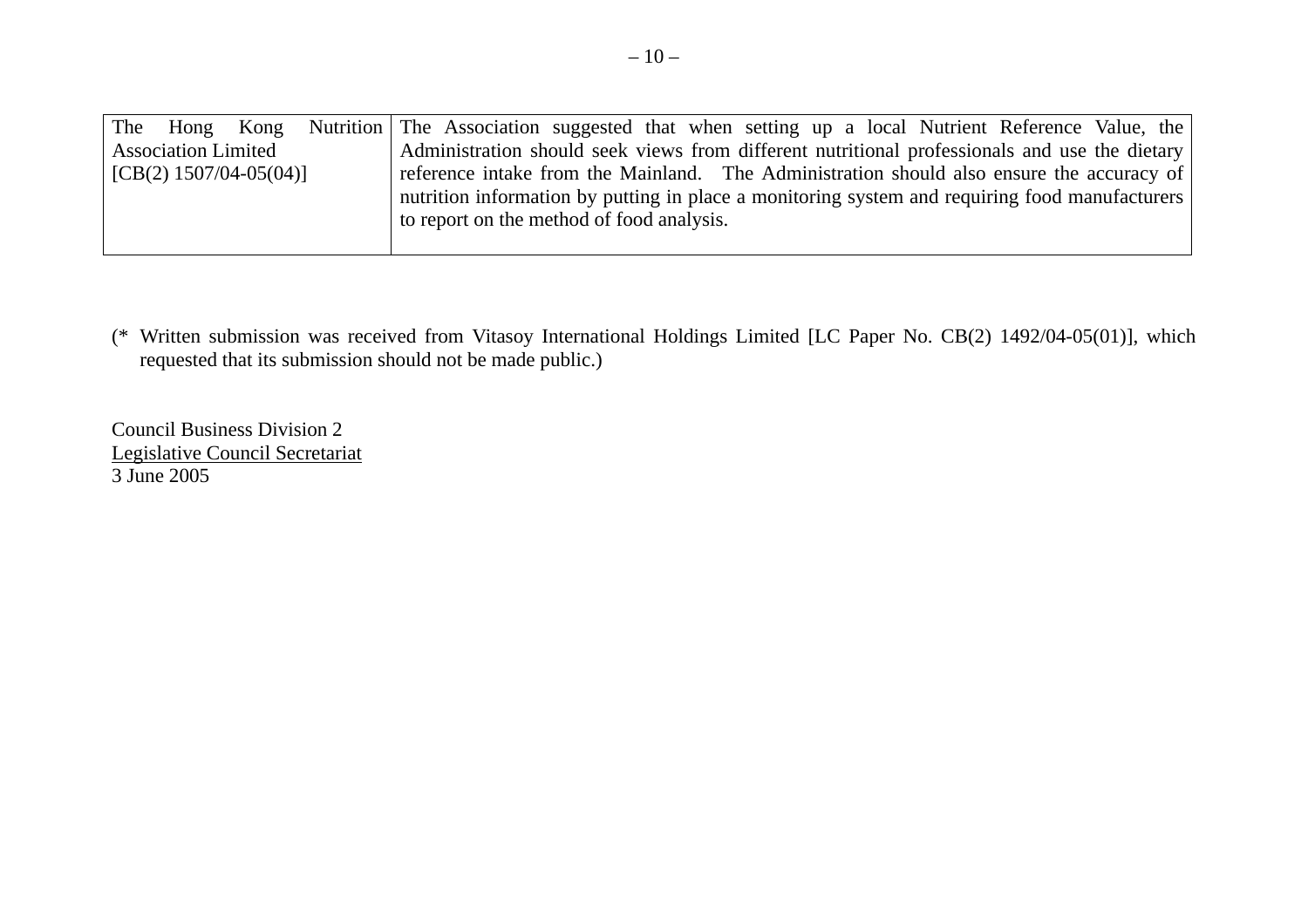| | |
|---|---|
| The Hong Kong Nutrition Association Limited [CB(2) 1507/04-05(04)] | The Association suggested that when setting up a local Nutrient Reference Value, the Administration should seek views from different nutritional professionals and use the dietary reference intake from the Mainland. The Administration should also ensure the accuracy of nutrition information by putting in place a monitoring system and requiring food manufacturers to report on the method of food analysis. |

(* Written submission was received from Vitasoy International Holdings Limited [LC Paper No. CB(2) 1492/04-05(01)], which requested that its submission should not be made public.)

Council Business Division 2
Legislative Council Secretariat
3 June 2005